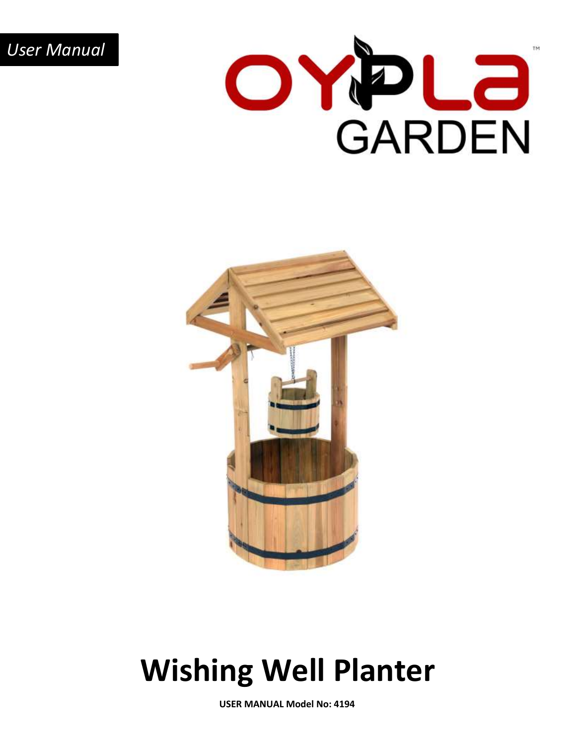*User Manual*

OYPLA GARDEN

# Wishing Well Planter

**USER MANUAL Model No: 4194**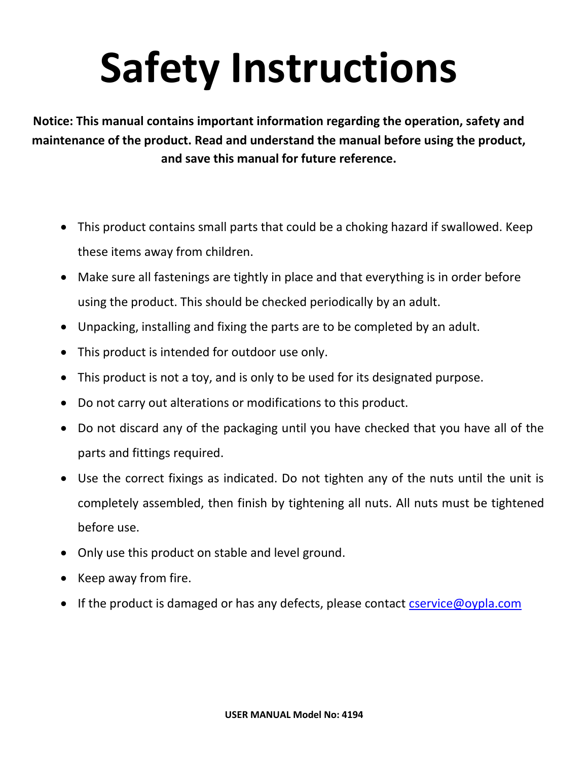# Safety Instructions

**Notice: This manual contains important information regarding the operation, safety and maintenance of the product. Read and understand the manual before using the product, and save this manual for future reference.**

- This product contains small parts that could be a choking hazard if swallowed. Keep these items away from children.
- Make sure all fastenings are tightly in place and that everything is in order before using the product. This should be checked periodically by an adult.
- Unpacking, installing and fixing the parts are to be completed by an adult.
- This product is intended for outdoor use only.
- This product is not a toy, and is only to be used for its designated purpose.
- Do not carry out alterations or modifications to this product.
- Do not discard any of the packaging until you have checked that you have all of the parts and fittings required.
- Use the correct fixings as indicated. Do not tighten any of the nuts until the unit is completely assembled, then finish by tightening all nuts. All nuts must be tightened before use.
- Only use this product on stable and level ground.
- Keep away from fire.
- If the product is damaged or has any defects, please contact cservice@oypla.com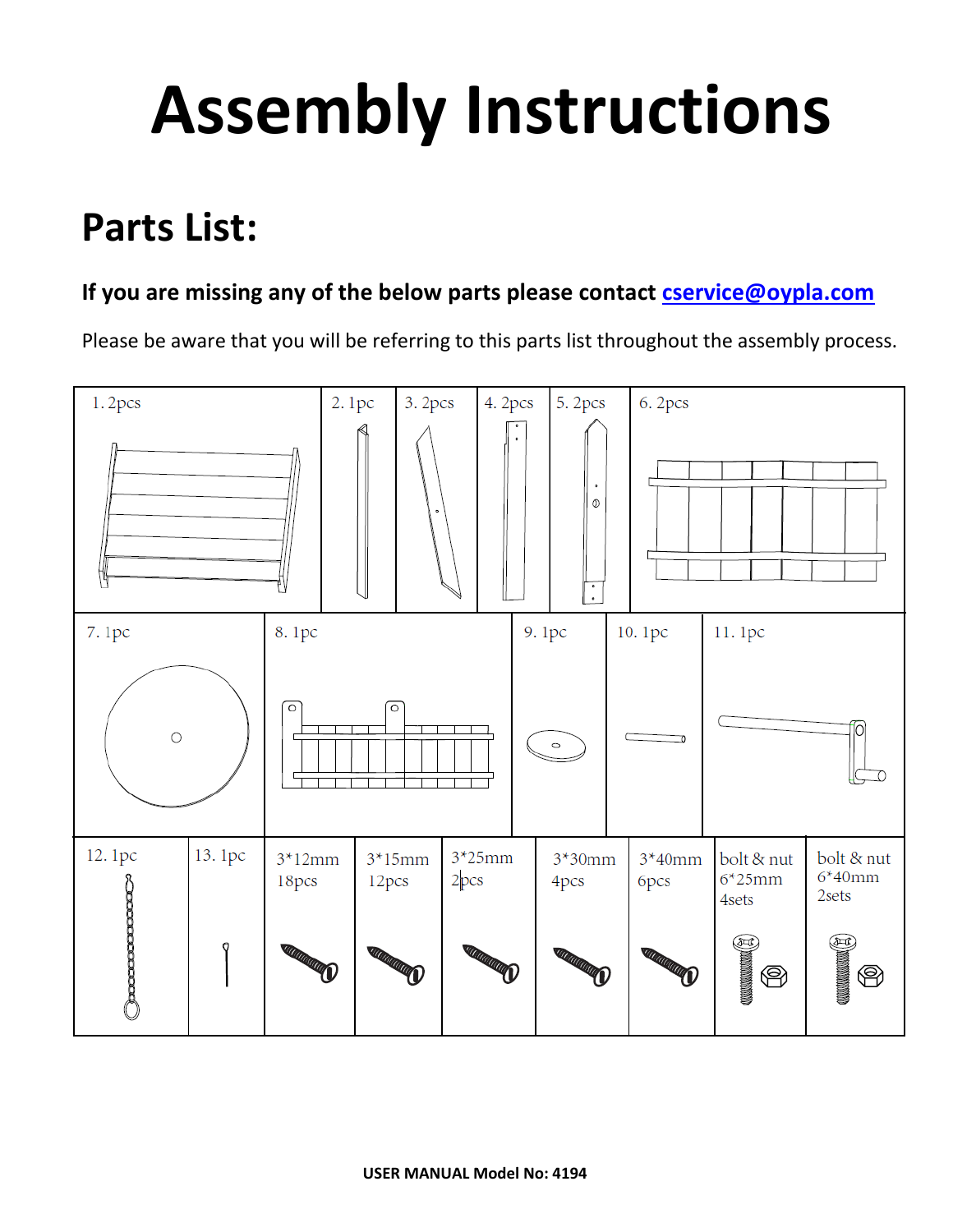# Assembly Instructions

## Parts List:

**If you are missing any of the below parts please contact cservice@oypla.com**

Please be aware that you will be referring to this parts list throughout the assembly process.

| 1. 2pcs | 2. 1pc | 3. 2pcs | 4. 2pcs | 5. 2pcs | 6. 2pcs |
|---|---|---|---|---|---|
| 7. 1pc | 8. 1pc | 9. 1pc | 10. 1pc | 11. 1pc | |
| 12. 1pc | 13. 1pc | 3*12mm 18pcs | 3*15mm 12pcs | 3*25mm 2pcs | 3*30mm 4pcs |
| 3*40mm 6pcs | bolt & nut 6*25mm 4sets | bolt & nut 6*40mm 2sets | | | |

USER MANUAL Model No: 4194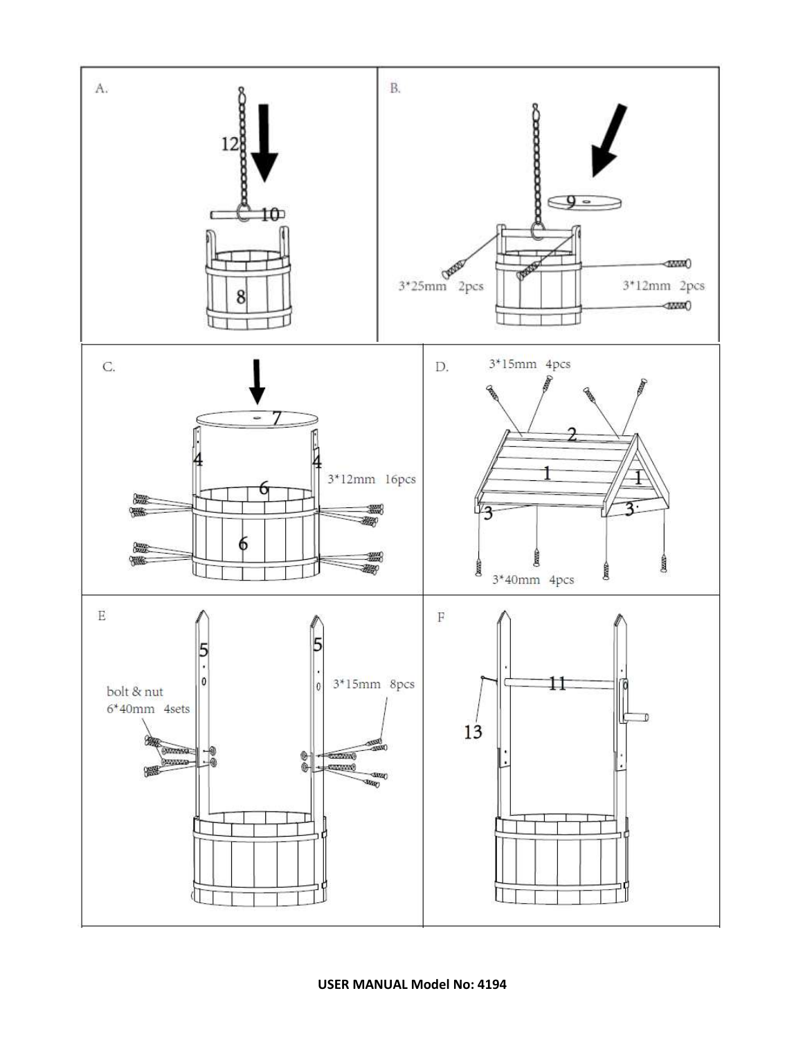A.

12

10

8

B.

9

3*25mm 2pcs

3*12mm 2pcs

C.

7

4

4

6

6

3*12mm 16pcs

D.

3*15mm 4pcs

2

1

1

3

3

3*40mm 4pcs

E

5

5

bolt & nut
6*40mm 4sets

3*15mm 8pcs

F

11

13

**USER MANUAL Model No: 4194**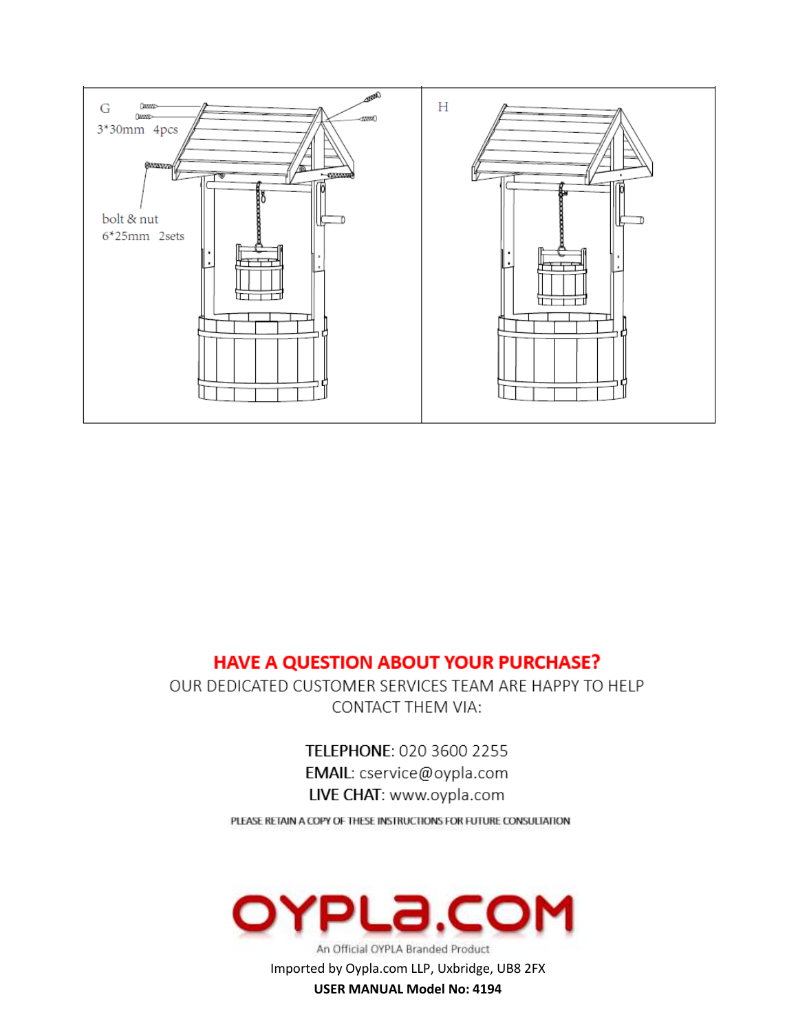G

3*30mm 4pcs

bolt & nut
6*25mm 2sets

H

## HAVE A QUESTION ABOUT YOUR PURCHASE?

OUR DEDICATED CUSTOMER SERVICES TEAM ARE HAPPY TO HELP
CONTACT THEM VIA:

**TELEPHONE**: 020 3600 2255
**EMAIL**: cservice@oypla.com
**LIVE CHAT**: www.oypla.com

PLEASE RETAIN A COPY OF THESE INSTRUCTIONS FOR FUTURE CONSULTATION

OYPLA.COM

An Official OYPLA Branded Product

Imported by Oypla.com LLP, Uxbridge, UB8 2FX

**USER MANUAL Model No: 4194**